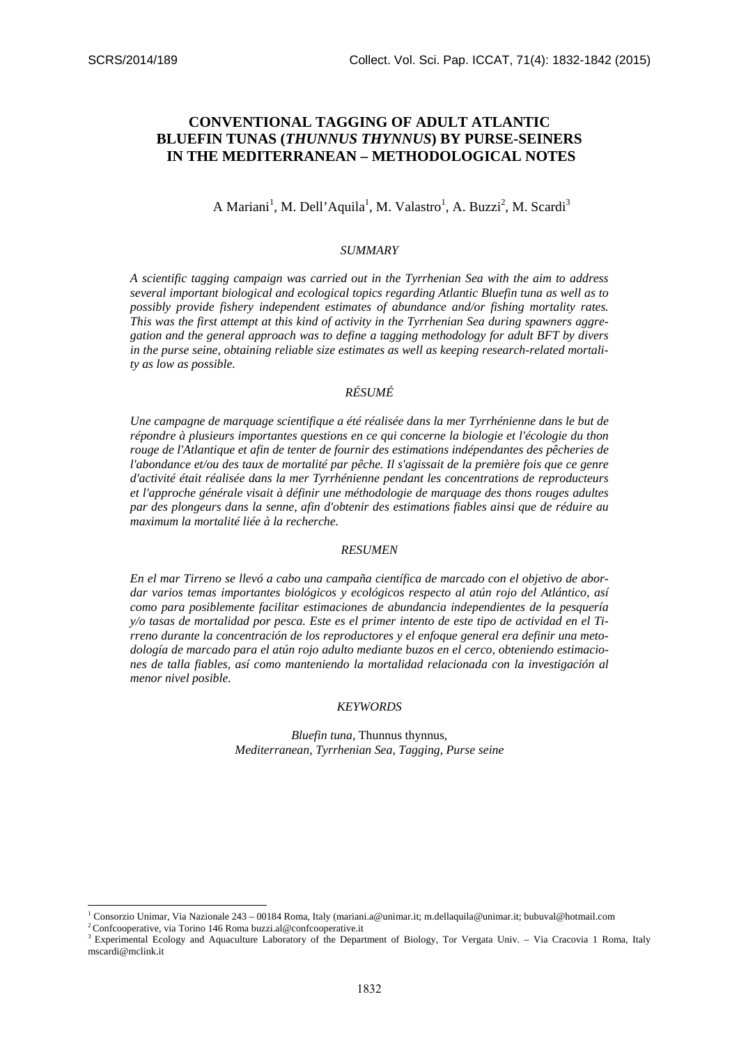# CONVENTIONAL TAGGING OF ADULT ATLANTIC BLUEFIN TUNAS (*THUNNUS THYNNUS*) BY PURSE-SEINERS IN THE MEDITERRANEAN – METHODOLOGICAL NOTES

A Mariani[1], M. Dell'Aquila[1], M. Valastro[1], A. Buzzi[2], M. Scardi[3]

## *SUMMARY*

*A scientific tagging campaign was carried out in the Tyrrhenian Sea with the aim to address several important biological and ecological topics regarding Atlantic Bluefin tuna as well as to possibly provide fishery independent estimates of abundance and/or fishing mortality rates. This was the first attempt at this kind of activity in the Tyrrhenian Sea during spawners aggregation and the general approach was to define a tagging methodology for adult BFT by divers in the purse seine, obtaining reliable size estimates as well as keeping research-related mortality as low as possible.*

## *RÉSUMÉ*

*Une campagne de marquage scientifique a été réalisée dans la mer Tyrrhénienne dans le but de répondre à plusieurs importantes questions en ce qui concerne la biologie et l'écologie du thon rouge de l'Atlantique et afin de tenter de fournir des estimations indépendantes des pêcheries de l'abondance et/ou des taux de mortalité par pêche. Il s'agissait de la première fois que ce genre d'activité était réalisée dans la mer Tyrrhénienne pendant les concentrations de reproducteurs et l'approche générale visait à définir une méthodologie de marquage des thons rouges adultes par des plongeurs dans la senne, afin d'obtenir des estimations fiables ainsi que de réduire au maximum la mortalité liée à la recherche.*

## *RESUMEN*

*En el mar Tirreno se llevó a cabo una campaña científica de marcado con el objetivo de abordar varios temas importantes biológicos y ecológicos respecto al atún rojo del Atlántico, así como para posiblemente facilitar estimaciones de abundancia independientes de la pesquería y/o tasas de mortalidad por pesca. Este es el primer intento de este tipo de actividad en el Tirreno durante la concentración de los reproductores y el enfoque general era definir una metodología de marcado para el atún rojo adulto mediante buzos en el cerco, obteniendo estimaciones de talla fiables, así como manteniendo la mortalidad relacionada con la investigación al menor nivel posible.*

## *KEYWORDS*

*Bluefin tuna,* Thunnus thynnus, *Mediterranean, Tyrrhenian Sea, Tagging, Purse seine*

---

[1] Consorzio Unimar, Via Nazionale 243 – 00184 Roma, Italy (mariani.a@unimar.it; m.dellaquila@unimar.it; bubuval@hotmail.com

[2] Confcooperative, via Torino 146 Roma buzzi.al@confcooperative.it

[3] Experimental Ecology and Aquaculture Laboratory of the Department of Biology, Tor Vergata Univ. – Via Cracovia 1 Roma, Italy mscardi@mclink.it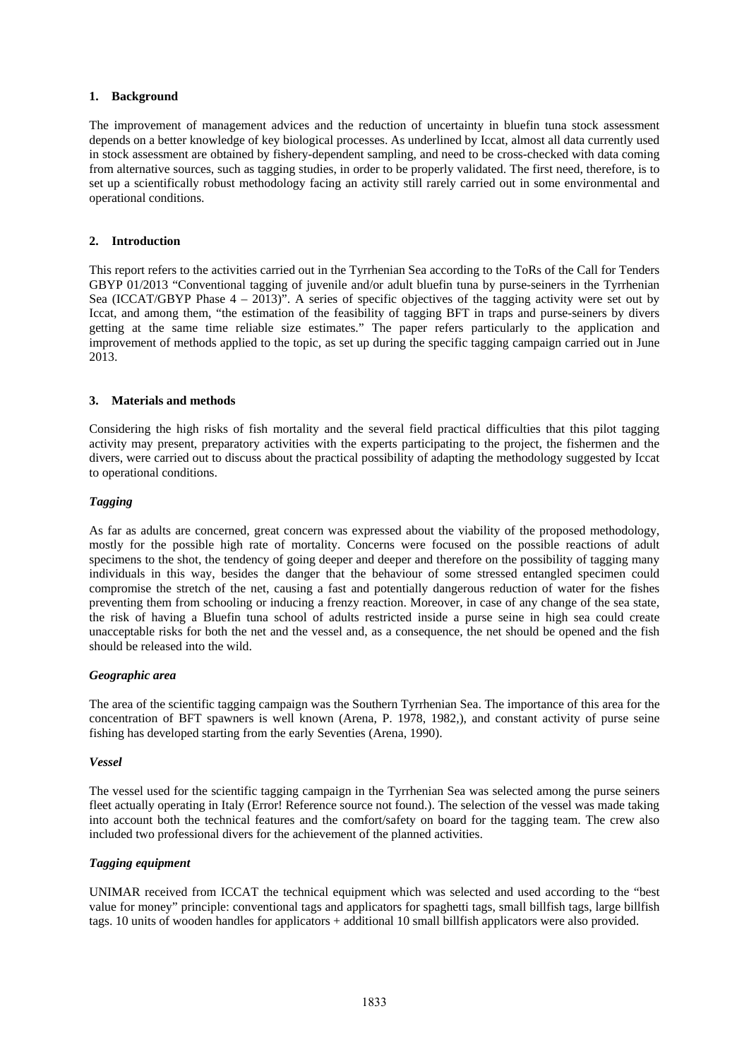## 1. Background

The improvement of management advices and the reduction of uncertainty in bluefin tuna stock assessment depends on a better knowledge of key biological processes. As underlined by Iccat, almost all data currently used in stock assessment are obtained by fishery-dependent sampling, and need to be cross-checked with data coming from alternative sources, such as tagging studies, in order to be properly validated. The first need, therefore, is to set up a scientifically robust methodology facing an activity still rarely carried out in some environmental and operational conditions.

## 2. Introduction

This report refers to the activities carried out in the Tyrrhenian Sea according to the ToRs of the Call for Tenders GBYP 01/2013 "Conventional tagging of juvenile and/or adult bluefin tuna by purse-seiners in the Tyrrhenian Sea (ICCAT/GBYP Phase 4 – 2013)". A series of specific objectives of the tagging activity were set out by Iccat, and among them, "the estimation of the feasibility of tagging BFT in traps and purse-seiners by divers getting at the same time reliable size estimates." The paper refers particularly to the application and improvement of methods applied to the topic, as set up during the specific tagging campaign carried out in June 2013.

## 3. Materials and methods

Considering the high risks of fish mortality and the several field practical difficulties that this pilot tagging activity may present, preparatory activities with the experts participating to the project, the fishermen and the divers, were carried out to discuss about the practical possibility of adapting the methodology suggested by Iccat to operational conditions.

### *Tagging*

As far as adults are concerned, great concern was expressed about the viability of the proposed methodology, mostly for the possible high rate of mortality. Concerns were focused on the possible reactions of adult specimens to the shot, the tendency of going deeper and deeper and therefore on the possibility of tagging many individuals in this way, besides the danger that the behaviour of some stressed entangled specimen could compromise the stretch of the net, causing a fast and potentially dangerous reduction of water for the fishes preventing them from schooling or inducing a frenzy reaction. Moreover, in case of any change of the sea state, the risk of having a Bluefin tuna school of adults restricted inside a purse seine in high sea could create unacceptable risks for both the net and the vessel and, as a consequence, the net should be opened and the fish should be released into the wild.

### *Geographic area*

The area of the scientific tagging campaign was the Southern Tyrrhenian Sea. The importance of this area for the concentration of BFT spawners is well known (Arena, P. 1978, 1982,), and constant activity of purse seine fishing has developed starting from the early Seventies (Arena, 1990).

### *Vessel*

The vessel used for the scientific tagging campaign in the Tyrrhenian Sea was selected among the purse seiners fleet actually operating in Italy (Error! Reference source not found.). The selection of the vessel was made taking into account both the technical features and the comfort/safety on board for the tagging team. The crew also included two professional divers for the achievement of the planned activities.

### *Tagging equipment*

UNIMAR received from ICCAT the technical equipment which was selected and used according to the "best value for money" principle: conventional tags and applicators for spaghetti tags, small billfish tags, large billfish tags. 10 units of wooden handles for applicators + additional 10 small billfish applicators were also provided.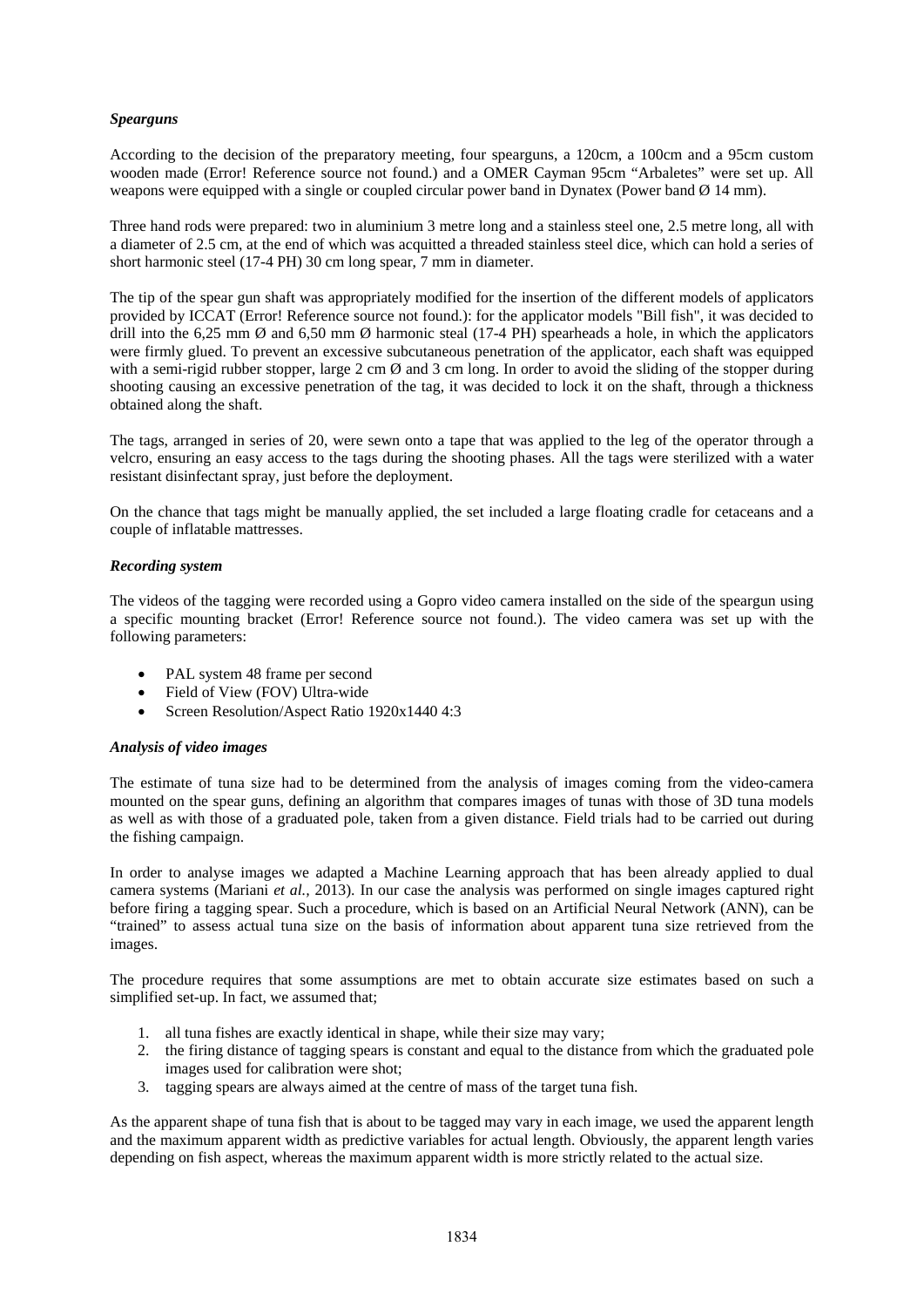***Spearguns***

According to the decision of the preparatory meeting, four spearguns, a 120cm, a 100cm and a 95cm custom wooden made (Error! Reference source not found.) and a OMER Cayman 95cm "Arbaletes" were set up. All weapons were equipped with a single or coupled circular power band in Dynatex (Power band Ø 14 mm).

Three hand rods were prepared: two in aluminium 3 metre long and a stainless steel one, 2.5 metre long, all with a diameter of 2.5 cm, at the end of which was acquitted a threaded stainless steel dice, which can hold a series of short harmonic steel (17-4 PH) 30 cm long spear, 7 mm in diameter.

The tip of the spear gun shaft was appropriately modified for the insertion of the different models of applicators provided by ICCAT (Error! Reference source not found.): for the applicator models "Bill fish", it was decided to drill into the 6,25 mm Ø and 6,50 mm Ø harmonic steal (17-4 PH) spearheads a hole, in which the applicators were firmly glued. To prevent an excessive subcutaneous penetration of the applicator, each shaft was equipped with a semi-rigid rubber stopper, large 2 cm Ø and 3 cm long. In order to avoid the sliding of the stopper during shooting causing an excessive penetration of the tag, it was decided to lock it on the shaft, through a thickness obtained along the shaft.

The tags, arranged in series of 20, were sewn onto a tape that was applied to the leg of the operator through a velcro, ensuring an easy access to the tags during the shooting phases. All the tags were sterilized with a water resistant disinfectant spray, just before the deployment.

On the chance that tags might be manually applied, the set included a large floating cradle for cetaceans and a couple of inflatable mattresses.

***Recording system***

The videos of the tagging were recorded using a Gopro video camera installed on the side of the speargun using a specific mounting bracket (Error! Reference source not found.). The video camera was set up with the following parameters:

- PAL system 48 frame per second
- Field of View (FOV) Ultra-wide
- Screen Resolution/Aspect Ratio 1920x1440 4:3

***Analysis of video images***

The estimate of tuna size had to be determined from the analysis of images coming from the video-camera mounted on the spear guns, defining an algorithm that compares images of tunas with those of 3D tuna models as well as with those of a graduated pole, taken from a given distance. Field trials had to be carried out during the fishing campaign.

In order to analyse images we adapted a Machine Learning approach that has been already applied to dual camera systems (Mariani *et al.*, 2013). In our case the analysis was performed on single images captured right before firing a tagging spear. Such a procedure, which is based on an Artificial Neural Network (ANN), can be "trained" to assess actual tuna size on the basis of information about apparent tuna size retrieved from the images.

The procedure requires that some assumptions are met to obtain accurate size estimates based on such a simplified set-up. In fact, we assumed that;

1. all tuna fishes are exactly identical in shape, while their size may vary;
2. the firing distance of tagging spears is constant and equal to the distance from which the graduated pole images used for calibration were shot;
3. tagging spears are always aimed at the centre of mass of the target tuna fish.

As the apparent shape of tuna fish that is about to be tagged may vary in each image, we used the apparent length and the maximum apparent width as predictive variables for actual length. Obviously, the apparent length varies depending on fish aspect, whereas the maximum apparent width is more strictly related to the actual size.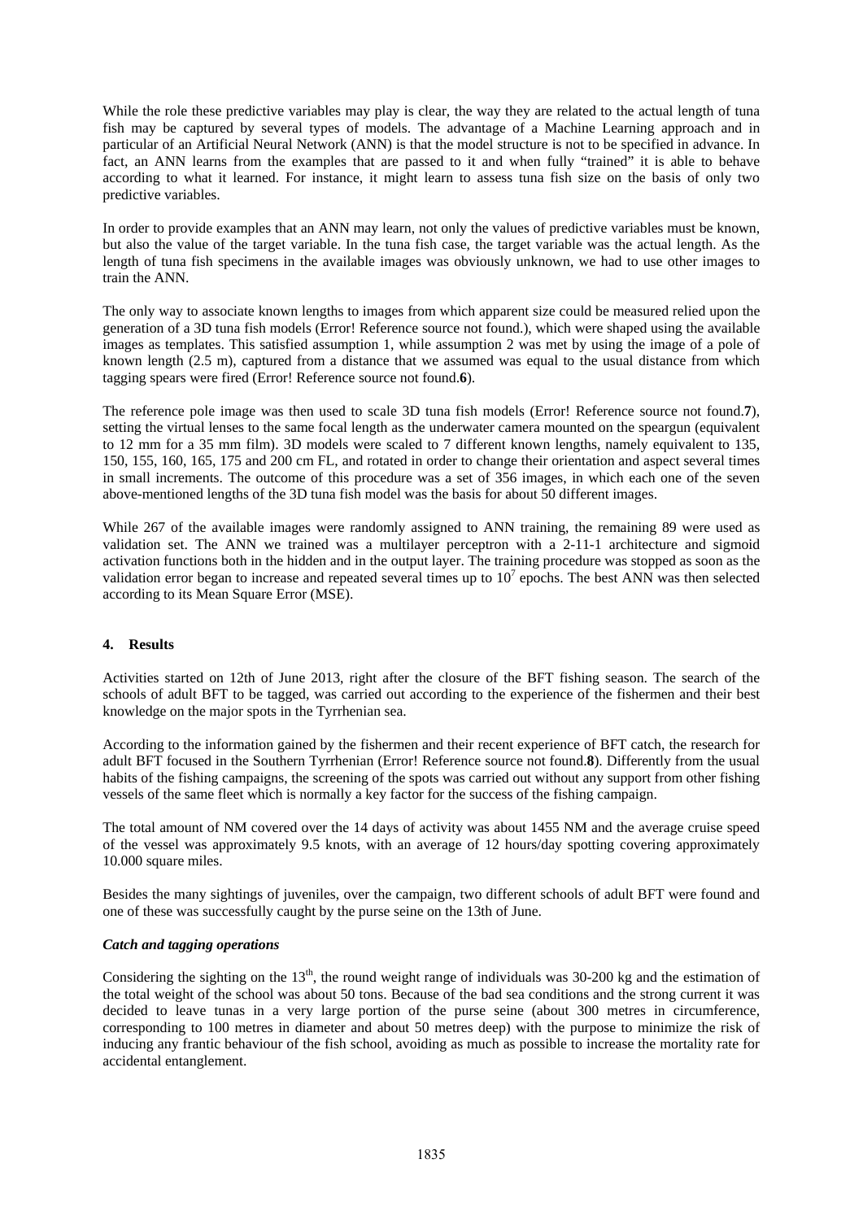While the role these predictive variables may play is clear, the way they are related to the actual length of tuna fish may be captured by several types of models. The advantage of a Machine Learning approach and in particular of an Artificial Neural Network (ANN) is that the model structure is not to be specified in advance. In fact, an ANN learns from the examples that are passed to it and when fully "trained" it is able to behave according to what it learned. For instance, it might learn to assess tuna fish size on the basis of only two predictive variables.

In order to provide examples that an ANN may learn, not only the values of predictive variables must be known, but also the value of the target variable. In the tuna fish case, the target variable was the actual length. As the length of tuna fish specimens in the available images was obviously unknown, we had to use other images to train the ANN.

The only way to associate known lengths to images from which apparent size could be measured relied upon the generation of a 3D tuna fish models (Error! Reference source not found.), which were shaped using the available images as templates. This satisfied assumption 1, while assumption 2 was met by using the image of a pole of known length (2.5 m), captured from a distance that we assumed was equal to the usual distance from which tagging spears were fired (Error! Reference source not found.**6**).

The reference pole image was then used to scale 3D tuna fish models (Error! Reference source not found.**7**), setting the virtual lenses to the same focal length as the underwater camera mounted on the speargun (equivalent to 12 mm for a 35 mm film). 3D models were scaled to 7 different known lengths, namely equivalent to 135, 150, 155, 160, 165, 175 and 200 cm FL, and rotated in order to change their orientation and aspect several times in small increments. The outcome of this procedure was a set of 356 images, in which each one of the seven above-mentioned lengths of the 3D tuna fish model was the basis for about 50 different images.

While 267 of the available images were randomly assigned to ANN training, the remaining 89 were used as validation set. The ANN we trained was a multilayer perceptron with a 2-11-1 architecture and sigmoid activation functions both in the hidden and in the output layer. The training procedure was stopped as soon as the validation error began to increase and repeated several times up to $10^7$ epochs. The best ANN was then selected according to its Mean Square Error (MSE).

## 4. Results

Activities started on 12th of June 2013, right after the closure of the BFT fishing season. The search of the schools of adult BFT to be tagged, was carried out according to the experience of the fishermen and their best knowledge on the major spots in the Tyrrhenian sea.

According to the information gained by the fishermen and their recent experience of BFT catch, the research for adult BFT focused in the Southern Tyrrhenian (Error! Reference source not found.**8**). Differently from the usual habits of the fishing campaigns, the screening of the spots was carried out without any support from other fishing vessels of the same fleet which is normally a key factor for the success of the fishing campaign.

The total amount of NM covered over the 14 days of activity was about 1455 NM and the average cruise speed of the vessel was approximately 9.5 knots, with an average of 12 hours/day spotting covering approximately 10.000 square miles.

Besides the many sightings of juveniles, over the campaign, two different schools of adult BFT were found and one of these was successfully caught by the purse seine on the 13th of June.

### *Catch and tagging operations*

Considering the sighting on the 13$^{th}$, the round weight range of individuals was 30-200 kg and the estimation of the total weight of the school was about 50 tons. Because of the bad sea conditions and the strong current it was decided to leave tunas in a very large portion of the purse seine (about 300 metres in circumference, corresponding to 100 metres in diameter and about 50 metres deep) with the purpose to minimize the risk of inducing any frantic behaviour of the fish school, avoiding as much as possible to increase the mortality rate for accidental entanglement.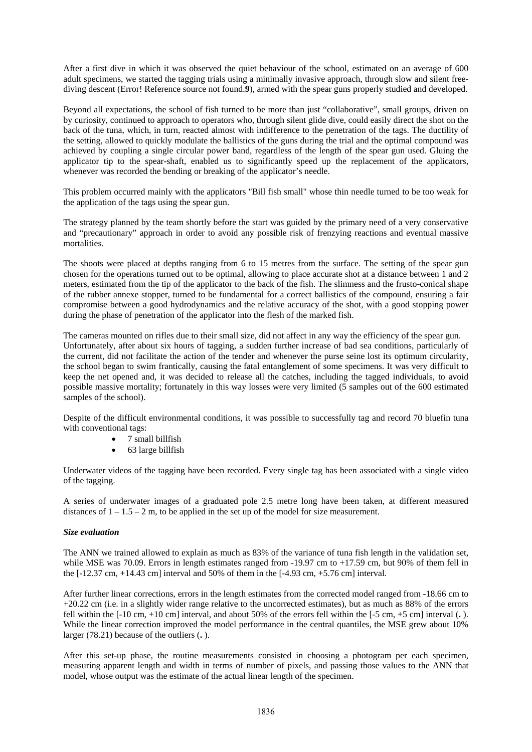After a first dive in which it was observed the quiet behaviour of the school, estimated on an average of 600 adult specimens, we started the tagging trials using a minimally invasive approach, through slow and silent free-diving descent (Error! Reference source not found.**9**), armed with the spear guns properly studied and developed.

Beyond all expectations, the school of fish turned to be more than just "collaborative", small groups, driven on by curiosity, continued to approach to operators who, through silent glide dive, could easily direct the shot on the back of the tuna, which, in turn, reacted almost with indifference to the penetration of the tags. The ductility of the setting, allowed to quickly modulate the ballistics of the guns during the trial and the optimal compound was achieved by coupling a single circular power band, regardless of the length of the spear gun used. Gluing the applicator tip to the spear-shaft, enabled us to significantly speed up the replacement of the applicators, whenever was recorded the bending or breaking of the applicator's needle.

This problem occurred mainly with the applicators "Bill fish small" whose thin needle turned to be too weak for the application of the tags using the spear gun.

The strategy planned by the team shortly before the start was guided by the primary need of a very conservative and "precautionary" approach in order to avoid any possible risk of frenzying reactions and eventual massive mortalities.

The shoots were placed at depths ranging from 6 to 15 metres from the surface. The setting of the spear gun chosen for the operations turned out to be optimal, allowing to place accurate shot at a distance between 1 and 2 meters, estimated from the tip of the applicator to the back of the fish. The slimness and the frusto-conical shape of the rubber annexe stopper, turned to be fundamental for a correct ballistics of the compound, ensuring a fair compromise between a good hydrodynamics and the relative accuracy of the shot, with a good stopping power during the phase of penetration of the applicator into the flesh of the marked fish.

The cameras mounted on rifles due to their small size, did not affect in any way the efficiency of the spear gun. Unfortunately, after about six hours of tagging, a sudden further increase of bad sea conditions, particularly of the current, did not facilitate the action of the tender and whenever the purse seine lost its optimum circularity, the school began to swim frantically, causing the fatal entanglement of some specimens. It was very difficult to keep the net opened and, it was decided to release all the catches, including the tagged individuals, to avoid possible massive mortality; fortunately in this way losses were very limited (5 samples out of the 600 estimated samples of the school).

Despite of the difficult environmental conditions, it was possible to successfully tag and record 70 bluefin tuna with conventional tags:

- 7 small billfish
- 63 large billfish

Underwater videos of the tagging have been recorded. Every single tag has been associated with a single video of the tagging.

A series of underwater images of a graduated pole 2.5 metre long have been taken, at different measured distances of 1 – 1.5 – 2 m, to be applied in the set up of the model for size measurement.

***Size evaluation***

The ANN we trained allowed to explain as much as 83% of the variance of tuna fish length in the validation set, while MSE was 70.09. Errors in length estimates ranged from -19.97 cm to +17.59 cm, but 90% of them fell in the [-12.37 cm, +14.43 cm] interval and 50% of them in the [-4.93 cm, +5.76 cm] interval.

After further linear corrections, errors in the length estimates from the corrected model ranged from -18.66 cm to +20.22 cm (i.e. in a slightly wider range relative to the uncorrected estimates), but as much as 88% of the errors fell within the [-10 cm, +10 cm] interval, and about 50% of the errors fell within the [-5 cm, +5 cm] interval (**.** ). While the linear correction improved the model performance in the central quantiles, the MSE grew about 10% larger (78.21) because of the outliers (**.** ).

After this set-up phase, the routine measurements consisted in choosing a photogram per each specimen, measuring apparent length and width in terms of number of pixels, and passing those values to the ANN that model, whose output was the estimate of the actual linear length of the specimen.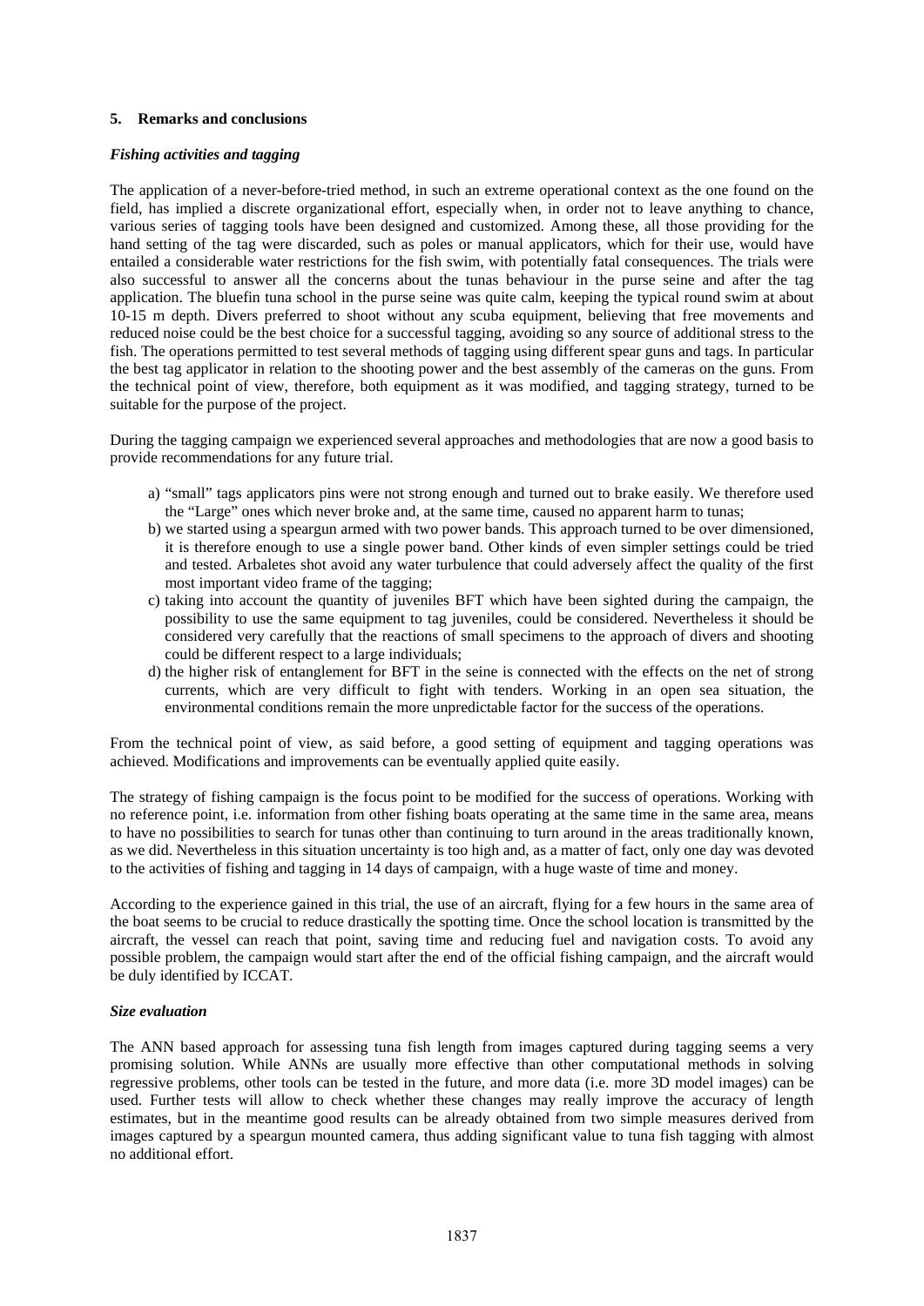## 5. Remarks and conclusions

### *Fishing activities and tagging*

The application of a never-before-tried method, in such an extreme operational context as the one found on the field, has implied a discrete organizational effort, especially when, in order not to leave anything to chance, various series of tagging tools have been designed and customized. Among these, all those providing for the hand setting of the tag were discarded, such as poles or manual applicators, which for their use, would have entailed a considerable water restrictions for the fish swim, with potentially fatal consequences. The trials were also successful to answer all the concerns about the tunas behaviour in the purse seine and after the tag application. The bluefin tuna school in the purse seine was quite calm, keeping the typical round swim at about 10-15 m depth. Divers preferred to shoot without any scuba equipment, believing that free movements and reduced noise could be the best choice for a successful tagging, avoiding so any source of additional stress to the fish. The operations permitted to test several methods of tagging using different spear guns and tags. In particular the best tag applicator in relation to the shooting power and the best assembly of the cameras on the guns. From the technical point of view, therefore, both equipment as it was modified, and tagging strategy, turned to be suitable for the purpose of the project.

During the tagging campaign we experienced several approaches and methodologies that are now a good basis to provide recommendations for any future trial.

a) "small" tags applicators pins were not strong enough and turned out to brake easily. We therefore used the "Large" ones which never broke and, at the same time, caused no apparent harm to tunas;
b) we started using a speargun armed with two power bands. This approach turned to be over dimensioned, it is therefore enough to use a single power band. Other kinds of even simpler settings could be tried and tested. Arbaletes shot avoid any water turbulence that could adversely affect the quality of the first most important video frame of the tagging;
c) taking into account the quantity of juveniles BFT which have been sighted during the campaign, the possibility to use the same equipment to tag juveniles, could be considered. Nevertheless it should be considered very carefully that the reactions of small specimens to the approach of divers and shooting could be different respect to a large individuals;
d) the higher risk of entanglement for BFT in the seine is connected with the effects on the net of strong currents, which are very difficult to fight with tenders. Working in an open sea situation, the environmental conditions remain the more unpredictable factor for the success of the operations.

From the technical point of view, as said before, a good setting of equipment and tagging operations was achieved. Modifications and improvements can be eventually applied quite easily.

The strategy of fishing campaign is the focus point to be modified for the success of operations. Working with no reference point, i.e. information from other fishing boats operating at the same time in the same area, means to have no possibilities to search for tunas other than continuing to turn around in the areas traditionally known, as we did. Nevertheless in this situation uncertainty is too high and, as a matter of fact, only one day was devoted to the activities of fishing and tagging in 14 days of campaign, with a huge waste of time and money.

According to the experience gained in this trial, the use of an aircraft, flying for a few hours in the same area of the boat seems to be crucial to reduce drastically the spotting time. Once the school location is transmitted by the aircraft, the vessel can reach that point, saving time and reducing fuel and navigation costs. To avoid any possible problem, the campaign would start after the end of the official fishing campaign, and the aircraft would be duly identified by ICCAT.

### *Size evaluation*

The ANN based approach for assessing tuna fish length from images captured during tagging seems a very promising solution. While ANNs are usually more effective than other computational methods in solving regressive problems, other tools can be tested in the future, and more data (i.e. more 3D model images) can be used. Further tests will allow to check whether these changes may really improve the accuracy of length estimates, but in the meantime good results can be already obtained from two simple measures derived from images captured by a speargun mounted camera, thus adding significant value to tuna fish tagging with almost no additional effort.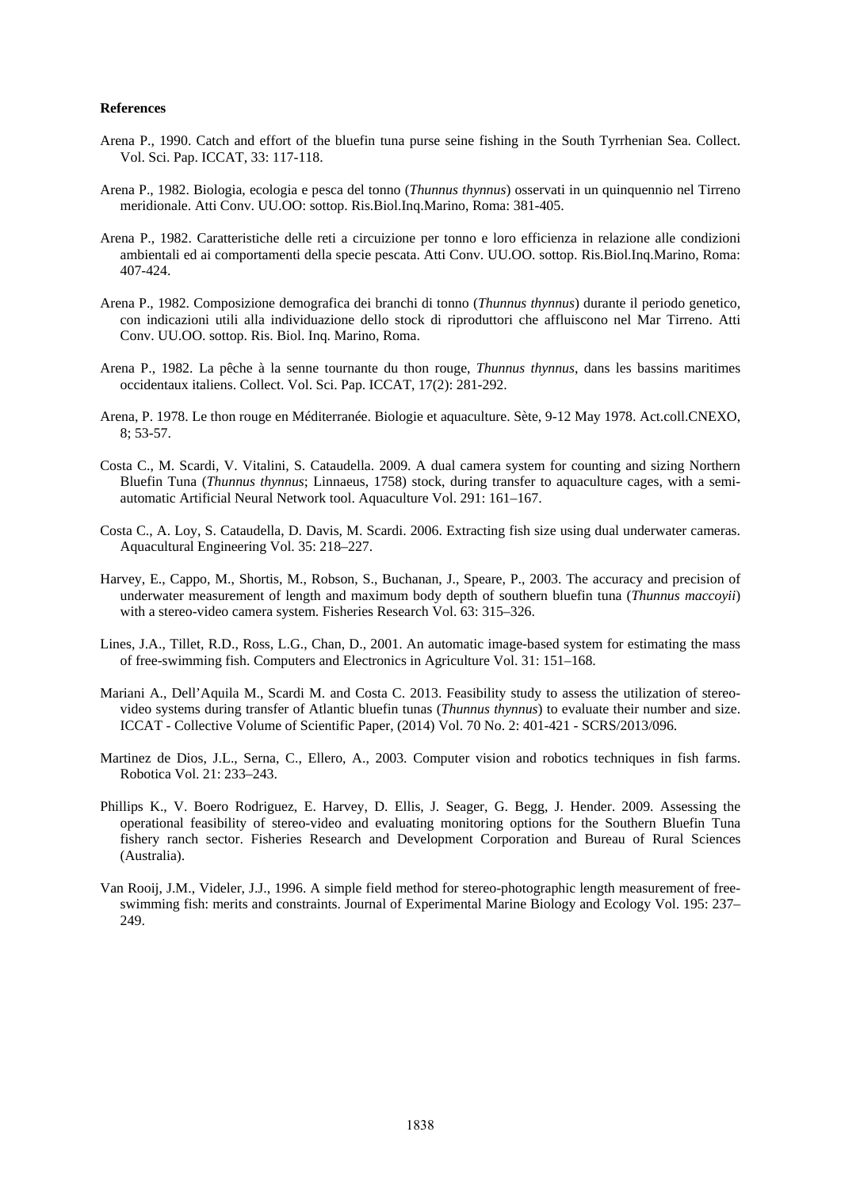**References**

Arena P., 1990. Catch and effort of the bluefin tuna purse seine fishing in the South Tyrrhenian Sea. Collect. Vol. Sci. Pap. ICCAT, 33: 117-118.

Arena P., 1982. Biologia, ecologia e pesca del tonno (*Thunnus thynnus*) osservati in un quinquennio nel Tirreno meridionale. Atti Conv. UU.OO: sottop. Ris.Biol.Inq.Marino, Roma: 381-405.

Arena P., 1982. Caratteristiche delle reti a circuizione per tonno e loro efficienza in relazione alle condizioni ambientali ed ai comportamenti della specie pescata. Atti Conv. UU.OO. sottop. Ris.Biol.Inq.Marino, Roma: 407-424.

Arena P., 1982. Composizione demografica dei branchi di tonno (*Thunnus thynnus*) durante il periodo genetico, con indicazioni utili alla individuazione dello stock di riproduttori che affluiscono nel Mar Tirreno. Atti Conv. UU.OO. sottop. Ris. Biol. Inq. Marino, Roma.

Arena P., 1982. La pêche à la senne tournante du thon rouge, *Thunnus thynnus*, dans les bassins maritimes occidentaux italiens. Collect. Vol. Sci. Pap. ICCAT, 17(2): 281-292.

Arena, P. 1978. Le thon rouge en Méditerranée. Biologie et aquaculture. Sète, 9-12 May 1978. Act.coll.CNEXO, 8; 53-57.

Costa C., M. Scardi, V. Vitalini, S. Cataudella. 2009. A dual camera system for counting and sizing Northern Bluefin Tuna (*Thunnus thynnus*; Linnaeus, 1758) stock, during transfer to aquaculture cages, with a semi-automatic Artificial Neural Network tool. Aquaculture Vol. 291: 161–167.

Costa C., A. Loy, S. Cataudella, D. Davis, M. Scardi. 2006. Extracting fish size using dual underwater cameras. Aquacultural Engineering Vol. 35: 218–227.

Harvey, E., Cappo, M., Shortis, M., Robson, S., Buchanan, J., Speare, P., 2003. The accuracy and precision of underwater measurement of length and maximum body depth of southern bluefin tuna (*Thunnus maccoyii*) with a stereo-video camera system. Fisheries Research Vol. 63: 315–326.

Lines, J.A., Tillet, R.D., Ross, L.G., Chan, D., 2001. An automatic image-based system for estimating the mass of free-swimming fish. Computers and Electronics in Agriculture Vol. 31: 151–168.

Mariani A., Dell'Aquila M., Scardi M. and Costa C. 2013. Feasibility study to assess the utilization of stereo-video systems during transfer of Atlantic bluefin tunas (*Thunnus thynnus*) to evaluate their number and size. ICCAT - Collective Volume of Scientific Paper, (2014) Vol. 70 No. 2: 401-421 - SCRS/2013/096.

Martinez de Dios, J.L., Serna, C., Ellero, A., 2003. Computer vision and robotics techniques in fish farms. Robotica Vol. 21: 233–243.

Phillips K., V. Boero Rodriguez, E. Harvey, D. Ellis, J. Seager, G. Begg, J. Hender. 2009. Assessing the operational feasibility of stereo-video and evaluating monitoring options for the Southern Bluefin Tuna fishery ranch sector. Fisheries Research and Development Corporation and Bureau of Rural Sciences (Australia).

Van Rooij, J.M., Videler, J.J., 1996. A simple field method for stereo-photographic length measurement of free-swimming fish: merits and constraints. Journal of Experimental Marine Biology and Ecology Vol. 195: 237–249.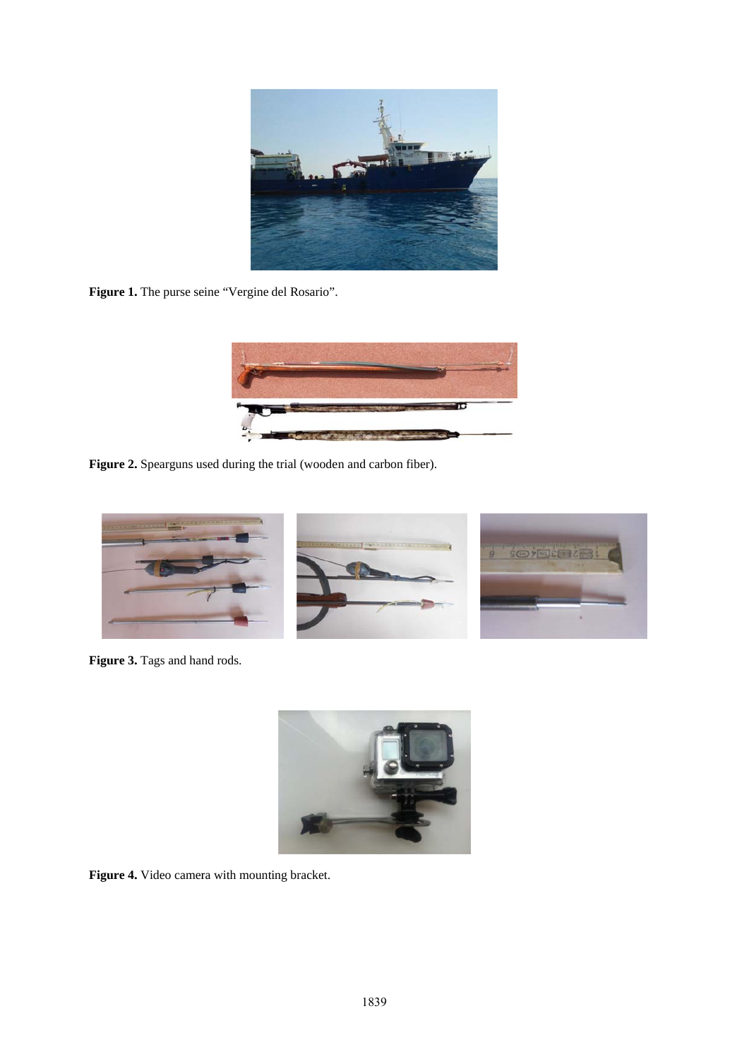**Figure 1.** The purse seine "Vergine del Rosario".

**Figure 2.** Spearguns used during the trial (wooden and carbon fiber).

**Figure 3.** Tags and hand rods.

**Figure 4.** Video camera with mounting bracket.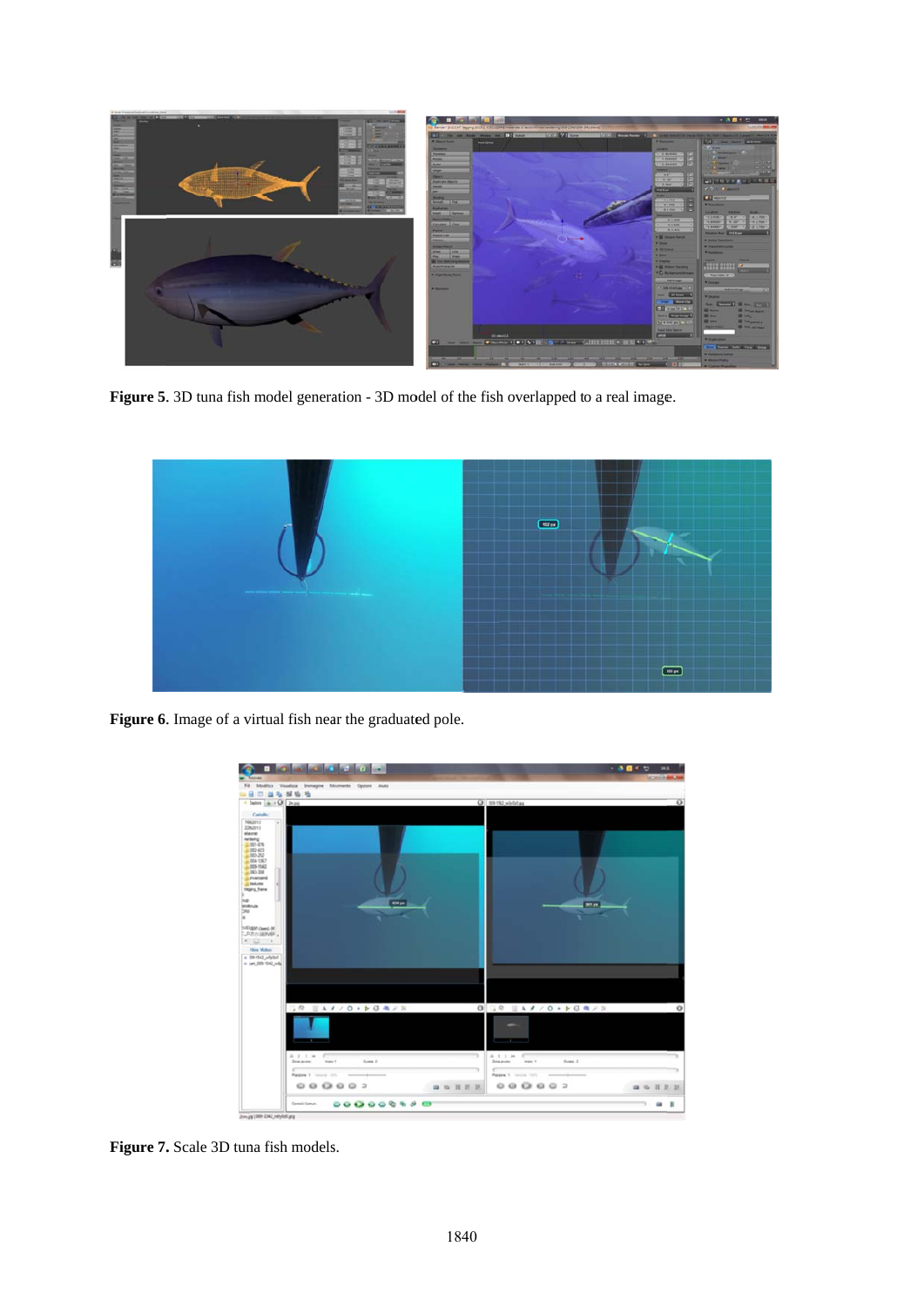**Figure 5**. 3D tuna fish model generation - 3D model of the fish overlapped to a real image.

**Figure 6**. Image of a virtual fish near the graduated pole.

**Figure 7.** Scale 3D tuna fish models.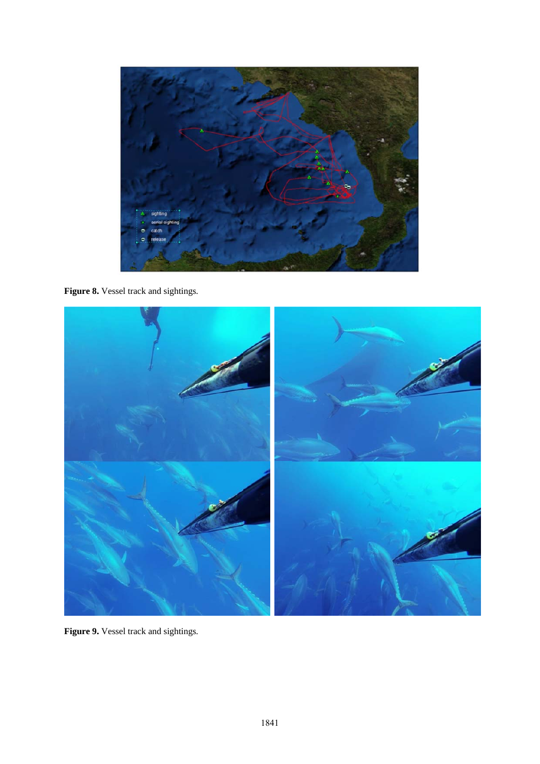**Figure 8.** Vessel track and sightings.

**Figure 9.** Vessel track and sightings.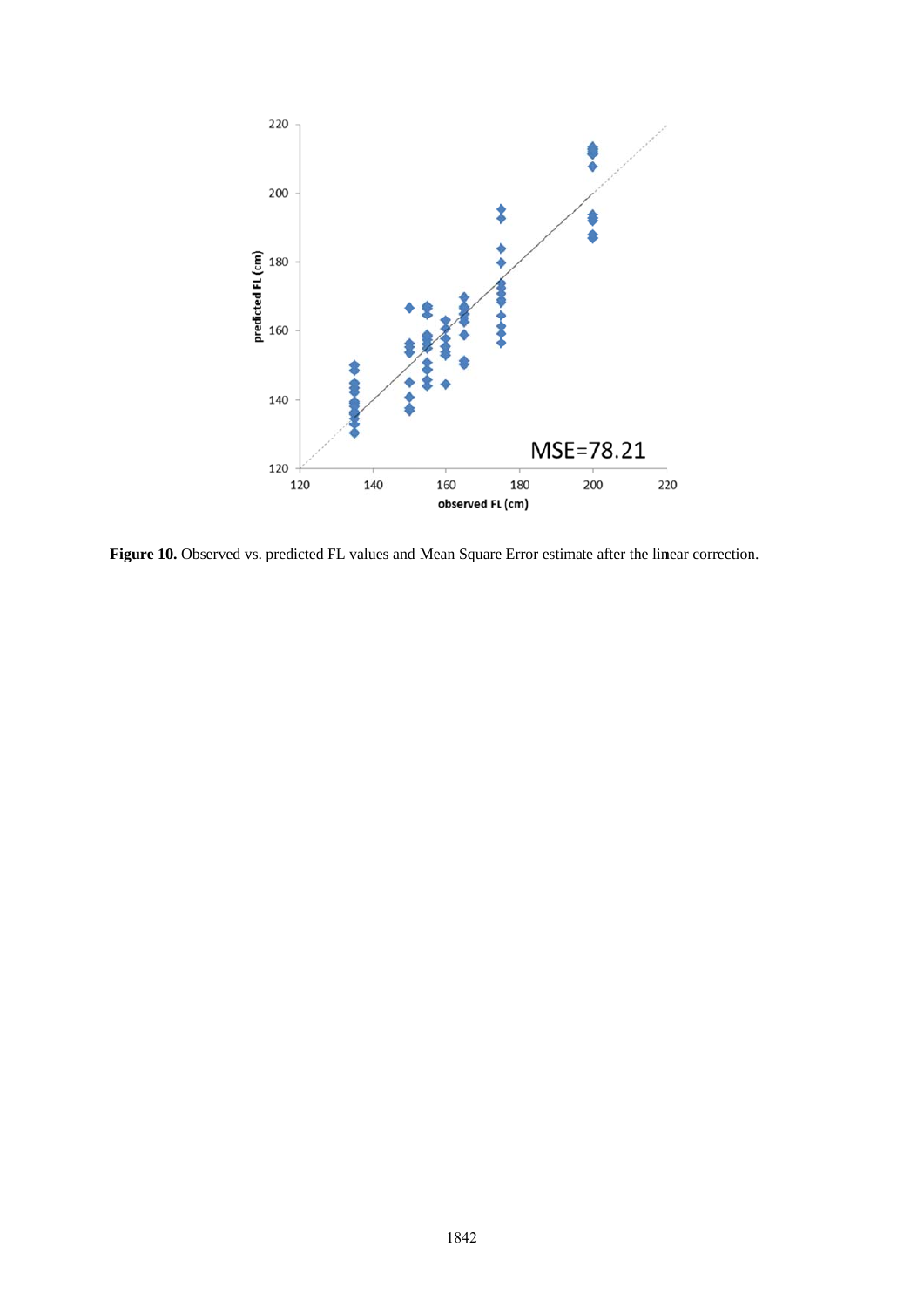220

200

180

160

140

120

predicted FL (cm)

120 140 160 180 200 220

observed FL (cm)

MSE=78.21

**Figure 10.** Observed vs. predicted FL values and Mean Square Error estimate after the linear correction.